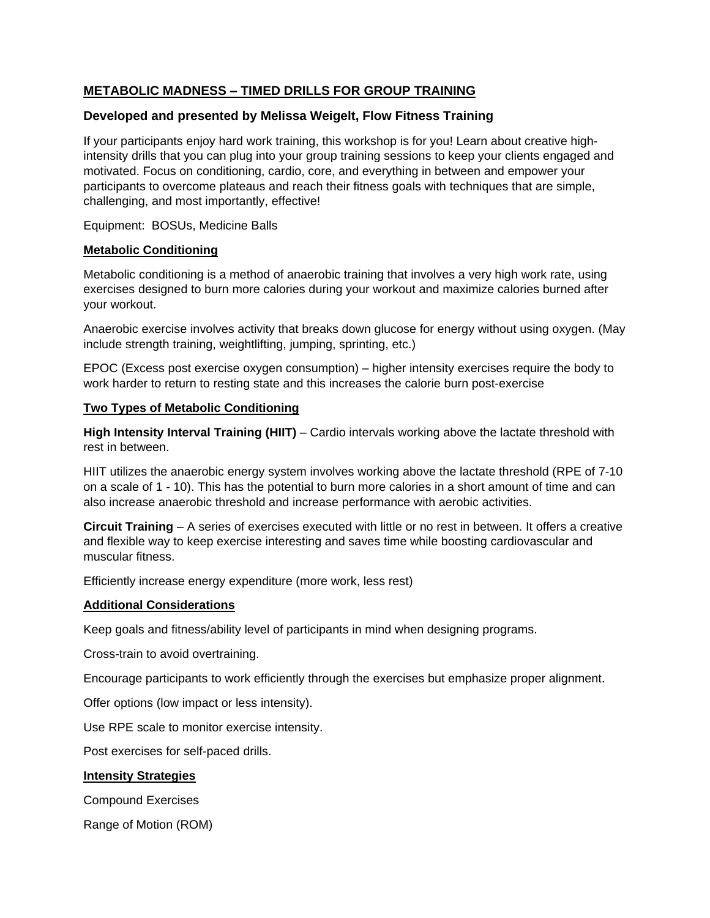## METABOLIC MADNESS – TIMED DRILLS FOR GROUP TRAINING

### Developed and presented by Melissa Weigelt, Flow Fitness Training

If your participants enjoy hard work training, this workshop is for you! Learn about creative high-intensity drills that you can plug into your group training sessions to keep your clients engaged and motivated. Focus on conditioning, cardio, core, and everything in between and empower your participants to overcome plateaus and reach their fitness goals with techniques that are simple, challenging, and most importantly, effective!

Equipment: BOSUs, Medicine Balls

### Metabolic Conditioning

Metabolic conditioning is a method of anaerobic training that involves a very high work rate, using exercises designed to burn more calories during your workout and maximize calories burned after your workout.

Anaerobic exercise involves activity that breaks down glucose for energy without using oxygen. (May include strength training, weightlifting, jumping, sprinting, etc.)

EPOC (Excess post exercise oxygen consumption) – higher intensity exercises require the body to work harder to return to resting state and this increases the calorie burn post-exercise

### Two Types of Metabolic Conditioning

**High Intensity Interval Training (HIIT)** – Cardio intervals working above the lactate threshold with rest in between.

HIIT utilizes the anaerobic energy system involves working above the lactate threshold (RPE of 7-10 on a scale of 1 - 10). This has the potential to burn more calories in a short amount of time and can also increase anaerobic threshold and increase performance with aerobic activities.

**Circuit Training** – A series of exercises executed with little or no rest in between. It offers a creative and flexible way to keep exercise interesting and saves time while boosting cardiovascular and muscular fitness.

Efficiently increase energy expenditure (more work, less rest)

### Additional Considerations

Keep goals and fitness/ability level of participants in mind when designing programs.

Cross-train to avoid overtraining.

Encourage participants to work efficiently through the exercises but emphasize proper alignment.

Offer options (low impact or less intensity).

Use RPE scale to monitor exercise intensity.

Post exercises for self-paced drills.

### Intensity Strategies

Compound Exercises

Range of Motion (ROM)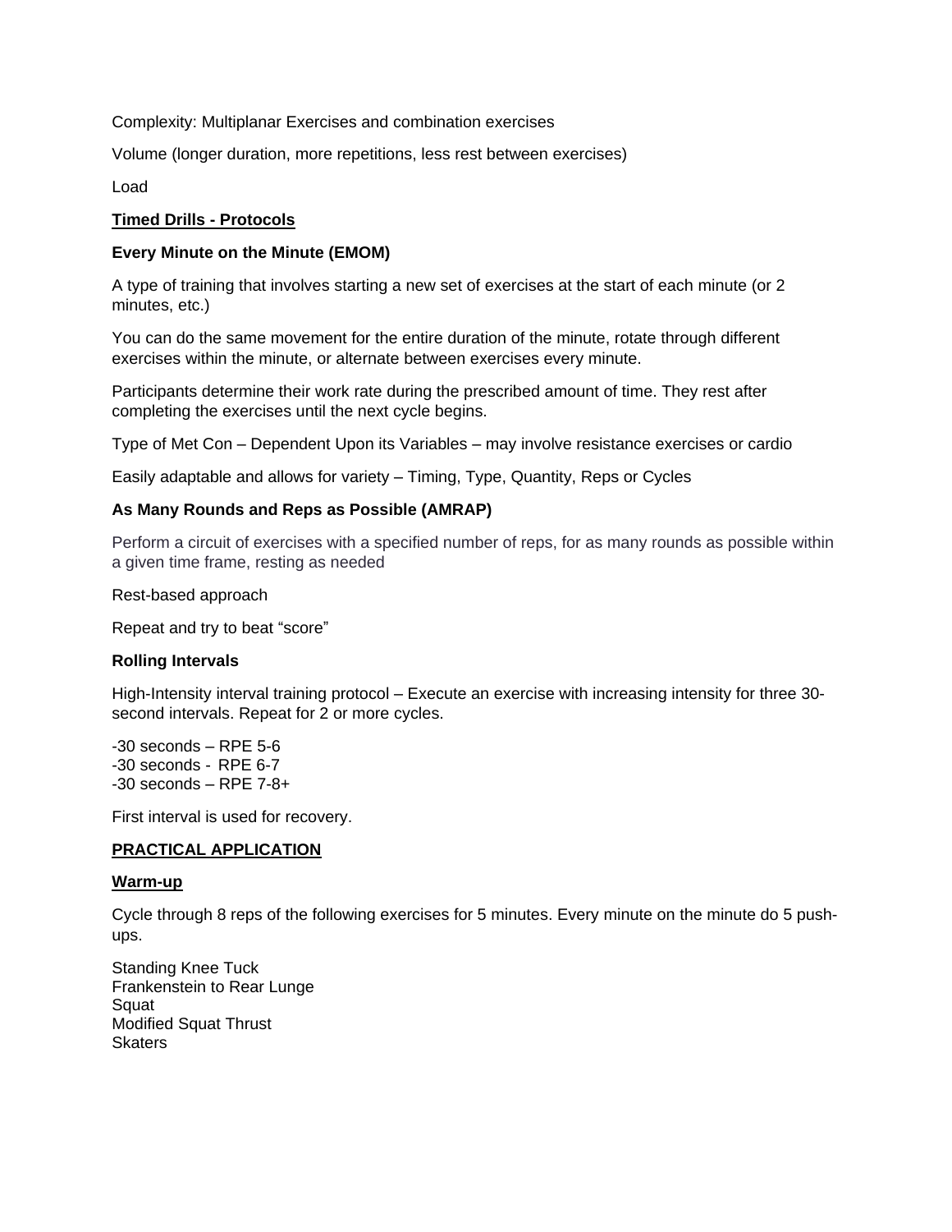Complexity: Multiplanar Exercises and combination exercises

Volume (longer duration, more repetitions, less rest between exercises)

Load

## **Timed Drills - Protocols**

### Every Minute on the Minute (EMOM)

A type of training that involves starting a new set of exercises at the start of each minute (or 2 minutes, etc.)

You can do the same movement for the entire duration of the minute, rotate through different exercises within the minute, or alternate between exercises every minute.

Participants determine their work rate during the prescribed amount of time. They rest after completing the exercises until the next cycle begins.

Type of Met Con – Dependent Upon its Variables – may involve resistance exercises or cardio

Easily adaptable and allows for variety – Timing, Type, Quantity, Reps or Cycles

### As Many Rounds and Reps as Possible (AMRAP)

Perform a circuit of exercises with a specified number of reps, for as many rounds as possible within a given time frame, resting as needed

Rest-based approach

Repeat and try to beat "score"

### Rolling Intervals

High-Intensity interval training protocol – Execute an exercise with increasing intensity for three 30-second intervals. Repeat for 2 or more cycles.

-30 seconds – RPE 5-6
-30 seconds - RPE 6-7
-30 seconds – RPE 7-8+

First interval is used for recovery.

## **PRACTICAL APPLICATION**

### **Warm-up**

Cycle through 8 reps of the following exercises for 5 minutes. Every minute on the minute do 5 push-ups.

Standing Knee Tuck
Frankenstein to Rear Lunge
Squat
Modified Squat Thrust
Skaters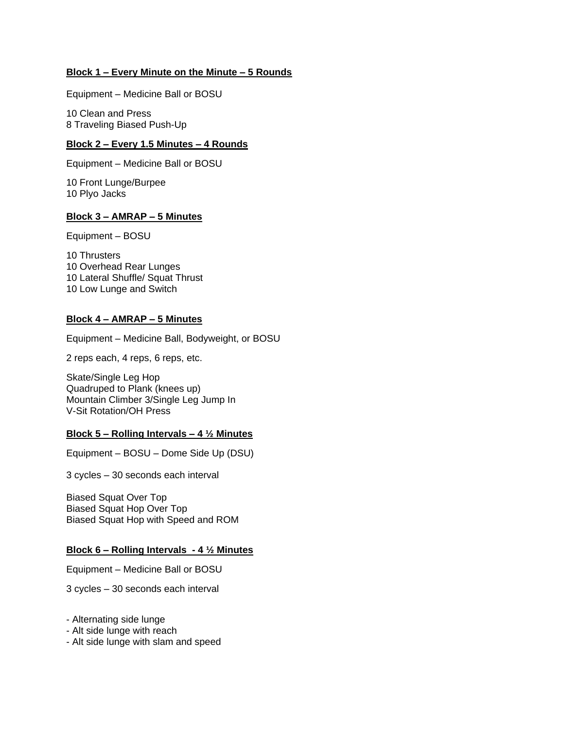**Block 1 – Every Minute on the Minute – 5 Rounds**

Equipment – Medicine Ball or BOSU

10 Clean and Press
8 Traveling Biased Push-Up

**Block 2 – Every 1.5 Minutes – 4 Rounds**

Equipment – Medicine Ball or BOSU

10 Front Lunge/Burpee
10 Plyo Jacks

**Block 3 – AMRAP – 5 Minutes**

Equipment – BOSU

10 Thrusters
10 Overhead Rear Lunges
10 Lateral Shuffle/ Squat Thrust
10 Low Lunge and Switch

**Block 4 – AMRAP – 5 Minutes**

Equipment – Medicine Ball, Bodyweight, or BOSU

2 reps each, 4 reps, 6 reps, etc.

Skate/Single Leg Hop
Quadruped to Plank (knees up)
Mountain Climber 3/Single Leg Jump In
V-Sit Rotation/OH Press

**Block 5 – Rolling Intervals – 4 ½ Minutes**

Equipment – BOSU – Dome Side Up (DSU)

3 cycles – 30 seconds each interval

Biased Squat Over Top
Biased Squat Hop Over Top
Biased Squat Hop with Speed and ROM

**Block 6 – Rolling Intervals - 4 ½ Minutes**

Equipment – Medicine Ball or BOSU

3 cycles – 30 seconds each interval

- Alternating side lunge
- Alt side lunge with reach
- Alt side lunge with slam and speed